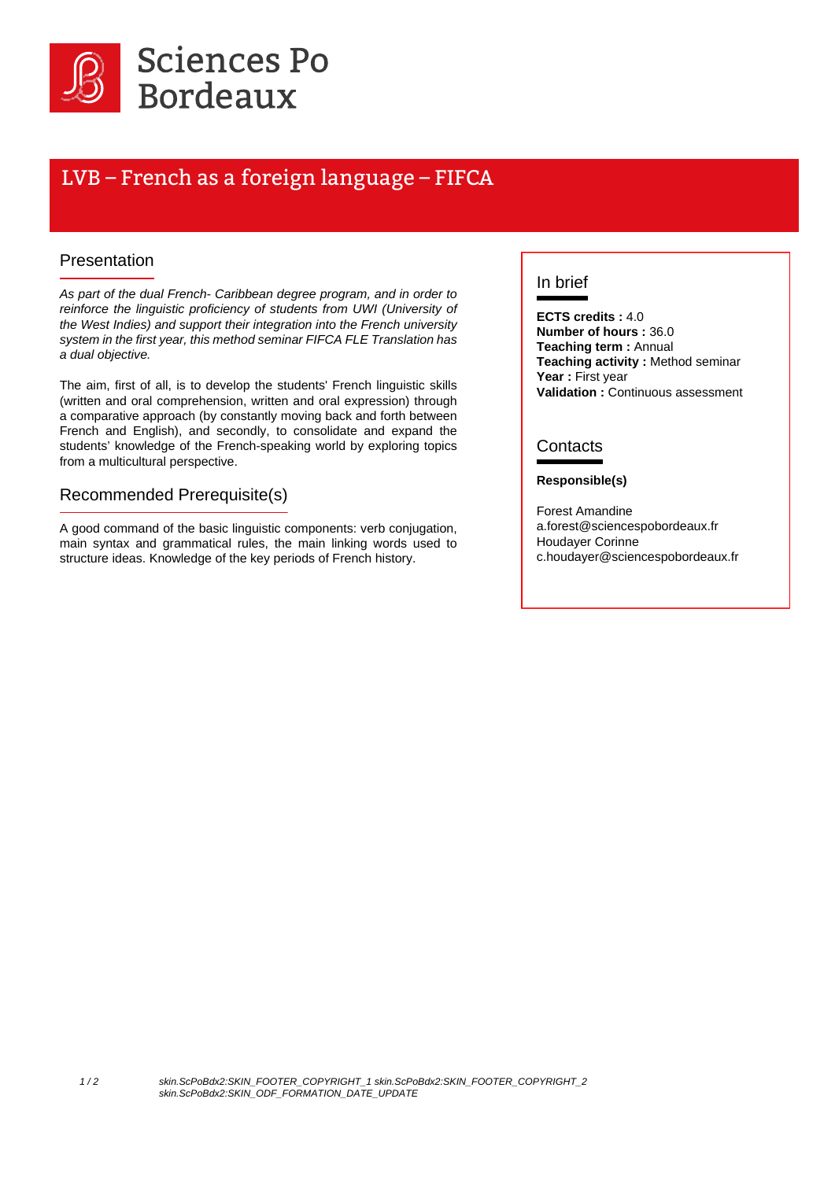Sciences Po Bordeaux

# LVB – French as a foreign language – FIFCA

## Presentation

*As part of the dual French- Caribbean degree program, and in order to reinforce the linguistic proficiency of students from UWI (University of the West Indies) and support their integration into the French university system in the first year, this method seminar FIFCA FLE Translation has a dual objective.*

The aim, first of all, is to develop the students' French linguistic skills (written and oral comprehension, written and oral expression) through a comparative approach (by constantly moving back and forth between French and English), and secondly, to consolidate and expand the students' knowledge of the French-speaking world by exploring topics from a multicultural perspective.

## Recommended Prerequisite(s)

A good command of the basic linguistic components: verb conjugation, main syntax and grammatical rules, the main linking words used to structure ideas. Knowledge of the key periods of French history.

## In brief

**ECTS credits :** 4.0
**Number of hours :** 36.0
**Teaching term :** Annual
**Teaching activity :** Method seminar
**Year :** First year
**Validation :** Continuous assessment

## Contacts

**Responsible(s)**

Forest Amandine
a.forest@sciencespobordeaux.fr
Houdayer Corinne
c.houdayer@sciencespobordeaux.fr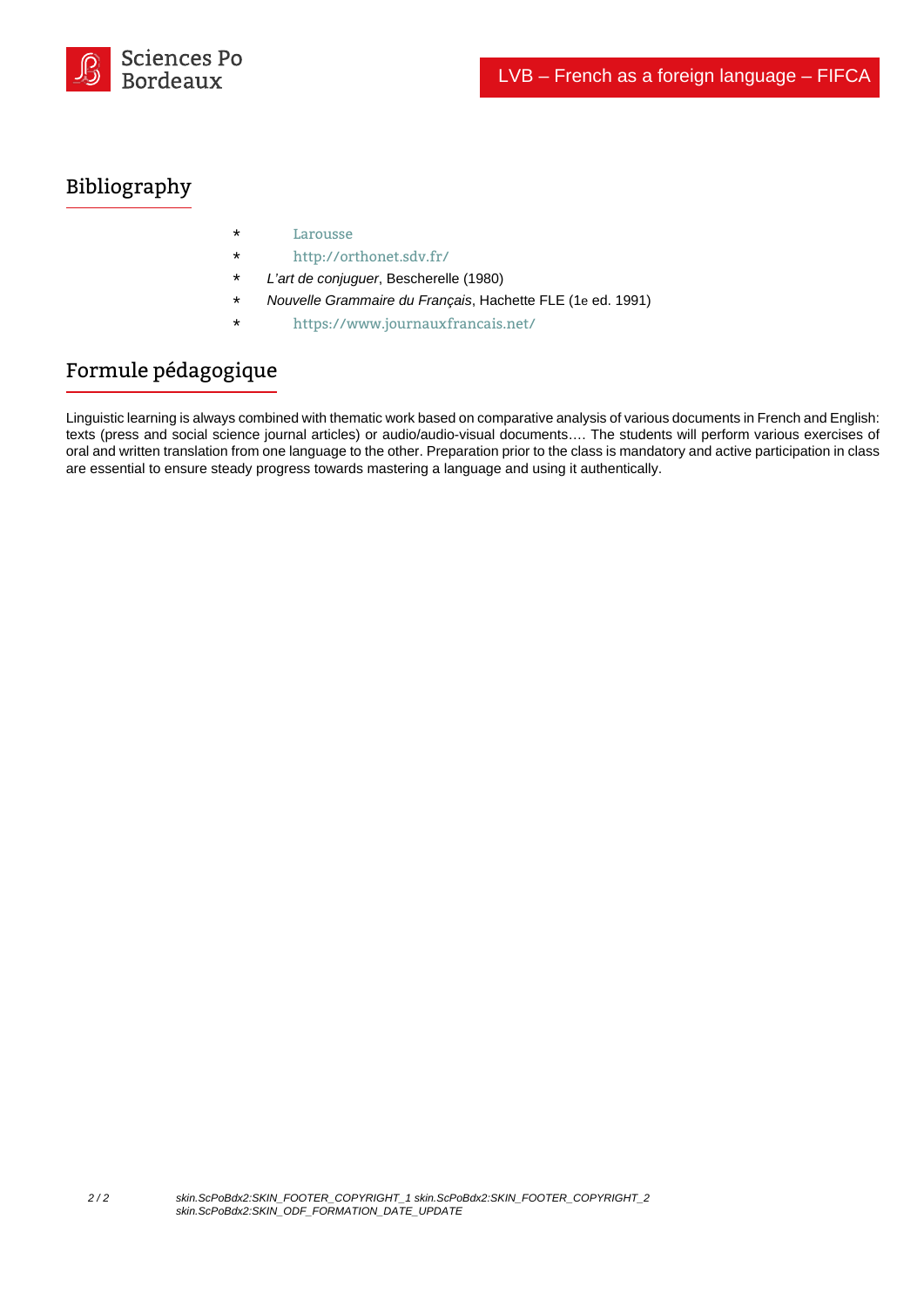## Bibliography

- Larousse
- http://orthonet.sdv.fr/
- *L'art de conjuguer*, Bescherelle (1980)
- *Nouvelle Grammaire du Français*, Hachette FLE (1e ed. 1991)
- https://www.journauxfrancais.net/

## Formule pédagogique

Linguistic learning is always combined with thematic work based on comparative analysis of various documents in French and English: texts (press and social science journal articles) or audio/audio-visual documents…. The students will perform various exercises of oral and written translation from one language to the other. Preparation prior to the class is mandatory and active participation in class are essential to ensure steady progress towards mastering a language and using it authentically.